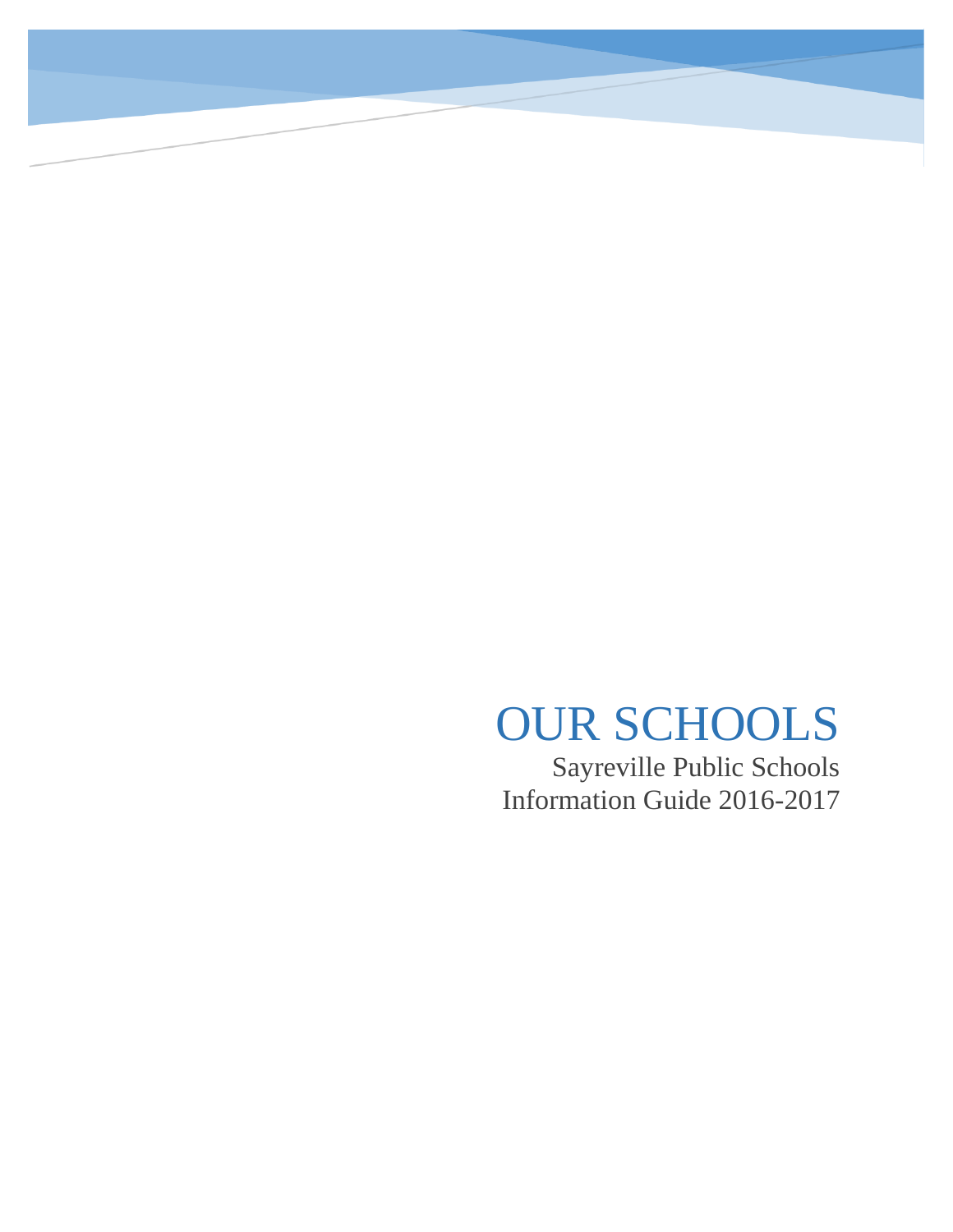# OUR SCHOOLS

Sayreville Public Schools
Information Guide 2016-2017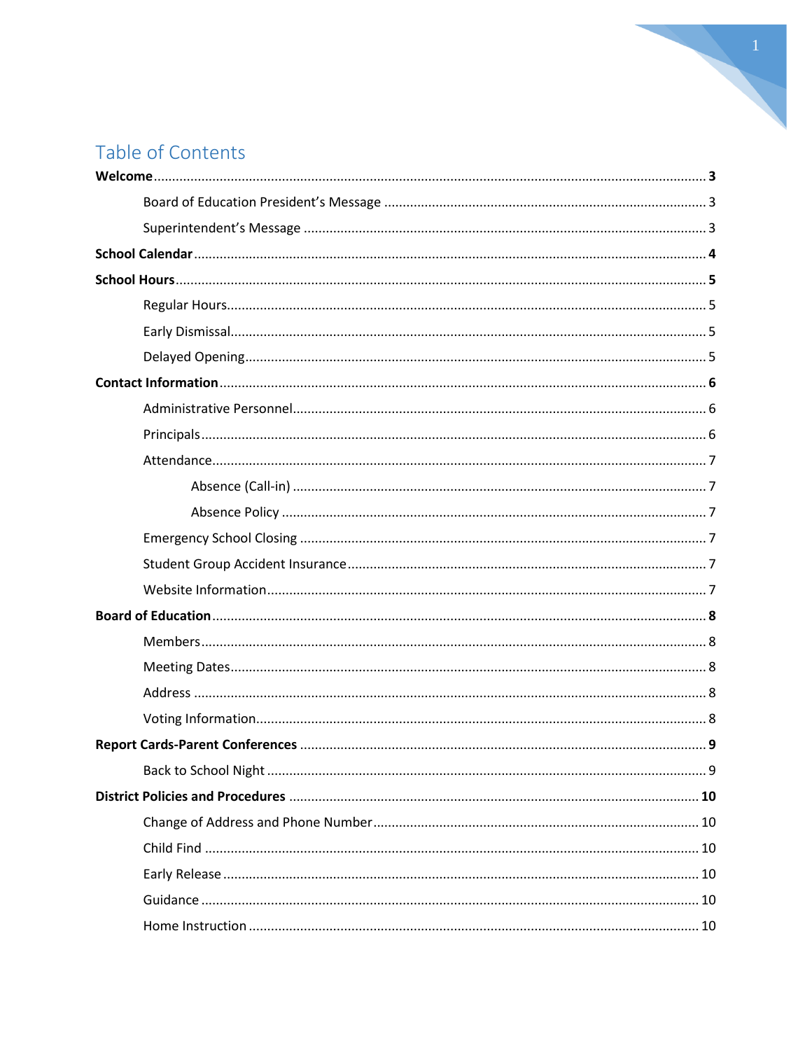# Table of Contents

**Welcome** ... **3**

- Board of Education President's Message ... 3
- Superintendent's Message ... 3

**School Calendar** ... **4**

**School Hours** ... **5**

- Regular Hours ... 5
- Early Dismissal ... 5
- Delayed Opening ... 5

**Contact Information** ... **6**

- Administrative Personnel ... 6
- Principals ... 6
- Attendance ... 7
    - Absence (Call-in) ... 7
    - Absence Policy ... 7
- Emergency School Closing ... 7
- Student Group Accident Insurance ... 7
- Website Information ... 7

**Board of Education** ... **8**

- Members ... 8
- Meeting Dates ... 8
- Address ... 8
- Voting Information ... 8

**Report Cards-Parent Conferences** ... **9**

- Back to School Night ... 9

**District Policies and Procedures** ... **10**

- Change of Address and Phone Number ... 10
- Child Find ... 10
- Early Release ... 10
- Guidance ... 10
- Home Instruction ... 10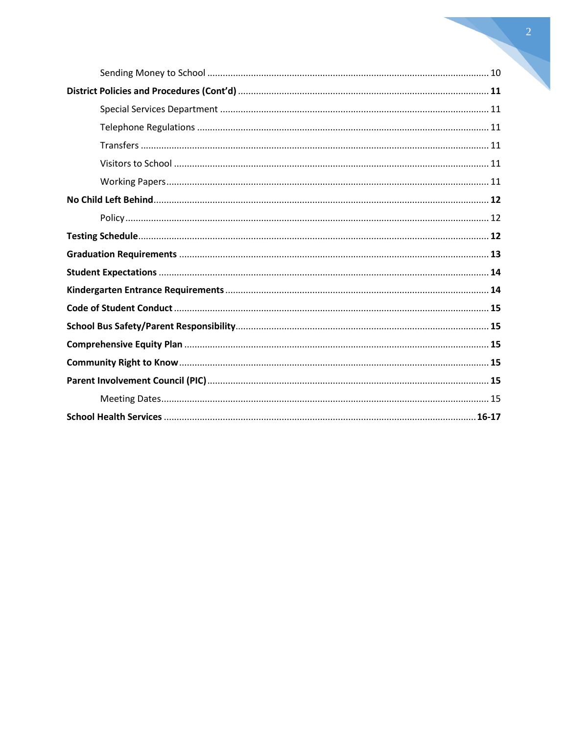Sending Money to School ............................................................................................................ 10

**District Policies and Procedures (Cont'd)** ................................................................................. **11**

Special Services Department ....................................................................................................... 11

Telephone Regulations ................................................................................................................. 11

Transfers ...................................................................................................................................... 11

Visitors to School ......................................................................................................................... 11

Working Papers ............................................................................................................................ 11

**No Child Left Behind** ................................................................................................................. **12**

Policy ............................................................................................................................................ 12

**Testing Schedule** ........................................................................................................................ **12**

**Graduation Requirements** ......................................................................................................... **13**

**Student Expectations** ................................................................................................................ **14**

**Kindergarten Entrance Requirements** ...................................................................................... **14**

**Code of Student Conduct** .......................................................................................................... **15**

**School Bus Safety/Parent Responsibility** .................................................................................. **15**

**Comprehensive Equity Plan** ..................................................................................................... **15**

**Community Right to Know** ....................................................................................................... **15**

**Parent Involvement Council (PIC)** ........................................................................................... **15**

Meeting Dates .............................................................................................................................. 15

**School Health Services** ........................................................................................................ **16-17**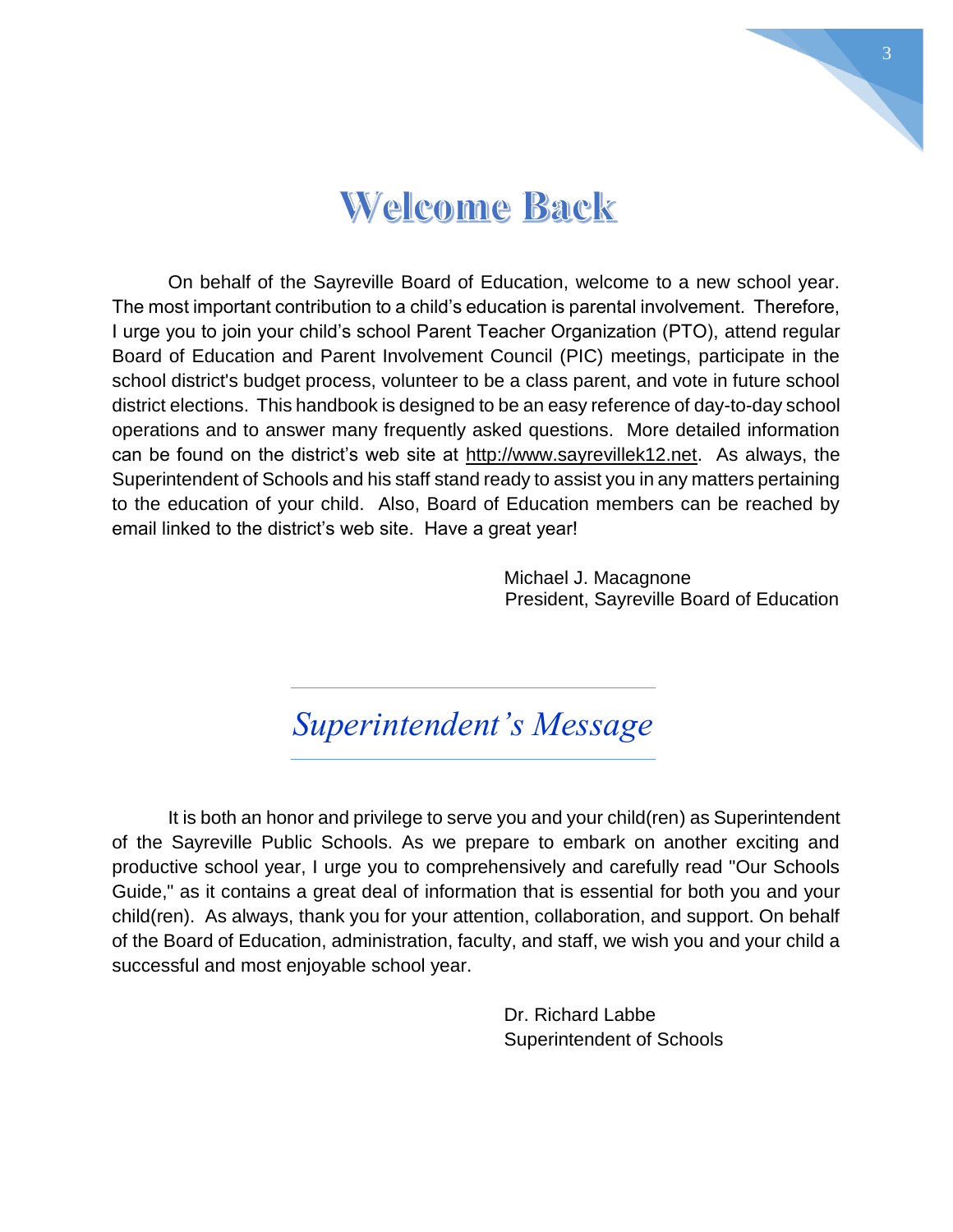# Welcome Back

On behalf of the Sayreville Board of Education, welcome to a new school year. The most important contribution to a child's education is parental involvement. Therefore, I urge you to join your child's school Parent Teacher Organization (PTO), attend regular Board of Education and Parent Involvement Council (PIC) meetings, participate in the school district's budget process, volunteer to be a class parent, and vote in future school district elections. This handbook is designed to be an easy reference of day-to-day school operations and to answer many frequently asked questions. More detailed information can be found on the district's web site at http://www.sayrevillek12.net. As always, the Superintendent of Schools and his staff stand ready to assist you in any matters pertaining to the education of your child. Also, Board of Education members can be reached by email linked to the district's web site. Have a great year!

Michael J. Macagnone
President, Sayreville Board of Education

## *Superintendent's Message*

It is both an honor and privilege to serve you and your child(ren) as Superintendent of the Sayreville Public Schools. As we prepare to embark on another exciting and productive school year, I urge you to comprehensively and carefully read "Our Schools Guide," as it contains a great deal of information that is essential for both you and your child(ren). As always, thank you for your attention, collaboration, and support. On behalf of the Board of Education, administration, faculty, and staff, we wish you and your child a successful and most enjoyable school year.

Dr. Richard Labbe
Superintendent of Schools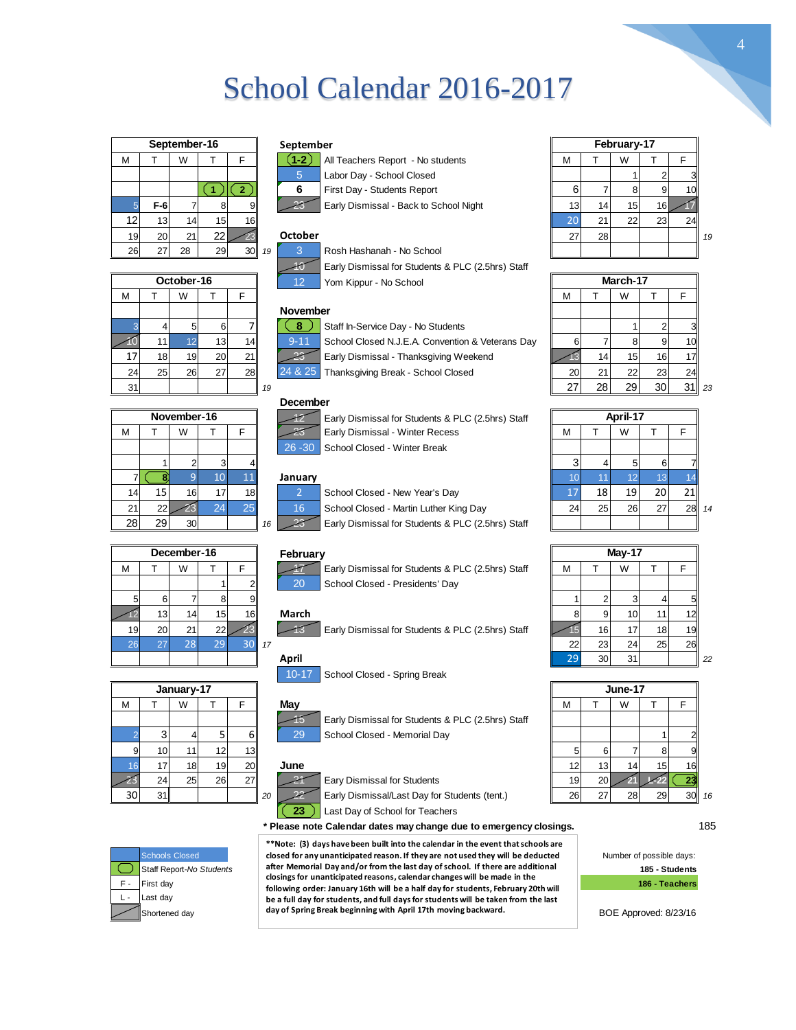# School Calendar 2016-2017

| September-16 | | | | | |
|---|---|---|---|---|---|
| M | T | W | T | F | |
| | | | | | |
| | | | 1 | 2 | |
| 5 | F-6 | 7 | 8 | 9 | |
| 12 | 13 | 14 | 15 | 16 | |
| 19 | 20 | 21 | 22 | 23 | |
| 26 | 27 | 28 | 29 | 30 | 19 |

| October-16 | | | | | |
|---|---|---|---|---|---|
| M | T | W | T | F | |
| | | | | | |
| 3 | 4 | 5 | 6 | 7 | |
| 10 | 11 | 12 | 13 | 14 | |
| 17 | 18 | 19 | 20 | 21 | |
| 24 | 25 | 26 | 27 | 28 | |
| 31 | | | | | 19 |

| November-16 | | | | | |
|---|---|---|---|---|---|
| M | T | W | T | F | |
| | | | | | |
| | 1 | 2 | 3 | 4 | |
| 7 | 8 | 9 | 10 | 11 | |
| 14 | 15 | 16 | 17 | 18 | |
| 21 | 22 | 23 | 24 | 25 | |
| 28 | 29 | 30 | | | 16 |

| December-16 | | | | | |
|---|---|---|---|---|---|
| M | T | W | T | F | |
| | | | 1 | 2 | |
| 5 | 6 | 7 | 8 | 9 | |
| 12 | 13 | 14 | 15 | 16 | |
| 19 | 20 | 21 | 22 | 23 | |
| 26 | 27 | 28 | 29 | 30 | 17 |
| | | | | | |

| January-17 | | | | | |
|---|---|---|---|---|---|
| M | T | W | T | F | |
| | | | | | |
| 2 | 3 | 4 | 5 | 6 | |
| 9 | 10 | 11 | 12 | 13 | |
| 16 | 17 | 18 | 19 | 20 | |
| 23 | 24 | 25 | 26 | 27 | |
| 30 | 31 | | | | 20 |

**September**

| | |
|---|---|
| 1-2 | All Teachers Report - No students |
| 5 | Labor Day - School Closed |
| 6 | First Day - Students Report |
| 23 | Early Dismissal - Back to School Night |

**October**

| | |
|---|---|
| 3 | Rosh Hashanah - No School |
| 10 | Early Dismissal for Students & PLC (2.5hrs) Staff |
| 12 | Yom Kippur - No School |

**November**

| | |
|---|---|
| 8 | Staff In-Service Day - No Students |
| 9-11 | School Closed N.J.E.A. Convention & Veterans Day |
| 23 | Early Dismissal - Thanksgiving Weekend |
| 24 & 25 | Thanksgiving Break - School Closed |

**December**

| | |
|---|---|
| 12 | Early Dismissal for Students & PLC (2.5hrs) Staff |
| 23 | Early Dismissal - Winter Recess |
| 26 -30 | School Closed - Winter Break |

**January**

| | |
|---|---|
| 2 | School Closed - New Year's Day |
| 16 | School Closed - Martin Luther King Day |
| 23 | Early Dismissal for Students & PLC (2.5hrs) Staff |

**February**

| | |
|---|---|
| 17 | Early Dismissal for Students & PLC (2.5hrs) Staff |
| 20 | School Closed - Presidents' Day |

**March**

| | |
|---|---|
| 13 | Early Dismissal for Students & PLC (2.5hrs) Staff |

**April**

| | |
|---|---|
| 10-17 | School Closed - Spring Break |

**May**

| | |
|---|---|
| 15 | Early Dismissal for Students & PLC (2.5hrs) Staff |
| 29 | School Closed - Memorial Day |

**June**

| | |
|---|---|
| 21 | Eary Dismissal for Students |
| 22 | Early Dismissal/Last Day for Students (tent.) |
| 23 | Last Day of School for Teachers |

| February-17 | | | | | |
|---|---|---|---|---|---|
| M | T | W | T | F | |
| | | 1 | 2 | 3 | |
| 6 | 7 | 8 | 9 | 10 | |
| 13 | 14 | 15 | 16 | 17 | |
| 20 | 21 | 22 | 23 | 24 | |
| 27 | 28 | | | | 19 |
| | | | | | |

| March-17 | | | | | |
|---|---|---|---|---|---|
| M | T | W | T | F | |
| | | | | | |
| | | 1 | 2 | 3 | |
| 6 | 7 | 8 | 9 | 10 | |
| 13 | 14 | 15 | 16 | 17 | |
| 20 | 21 | 22 | 23 | 24 | |
| 27 | 28 | 29 | 30 | 31 | 23 |

| April-17 | | | | | |
|---|---|---|---|---|---|
| M | T | W | T | F | |
| | | | | | |
| 3 | 4 | 5 | 6 | 7 | |
| 10 | 11 | 12 | 13 | 14 | |
| 17 | 18 | 19 | 20 | 21 | |
| 24 | 25 | 26 | 27 | 28 | 14 |
| | | | | | |

| May-17 | | | | | |
|---|---|---|---|---|---|
| M | T | W | T | F | |
| | | | | | |
| 1 | 2 | 3 | 4 | 5 | |
| 8 | 9 | 10 | 11 | 12 | |
| 15 | 16 | 17 | 18 | 19 | |
| 22 | 23 | 24 | 25 | 26 | |
| 29 | 30 | 31 | | | 22 |

| June-17 | | | | | |
|---|---|---|---|---|---|
| M | T | W | T | F | |
| | | | | | |
| | | | 1 | 2 | |
| 5 | 6 | 7 | 8 | 9 | |
| 12 | 13 | 14 | 15 | 16 | |
| 19 | 20 | 21 | L-22 | 23 | |
| 26 | 27 | 28 | 29 | 30 | 16 |

**\* Please note Calendar dates may change due to emergency closings.**

185

| Legend | |
|---|---|
| | Schools Closed |
| ( ) | Staff Report-*No Students* |
| F - | First day |
| L - | Last day |
| | Shortened day |

**\*\*Note: (3) days have been built into the calendar in the event that schools are closed for any unanticipated reason. If they are not used they will be deducted after Memorial Day and/or from the last day of school. If there are additional closings for unanticipated reasons, calendar changes will be made in the following order: January 16th will be a half day for students, February 20th will be a full day for students, and full days for students will be taken from the last day of Spring Break beginning with April 17th moving backward.**

Number of possible days:

**185 - Students**

**186 - Teachers**

BOE Approved: 8/23/16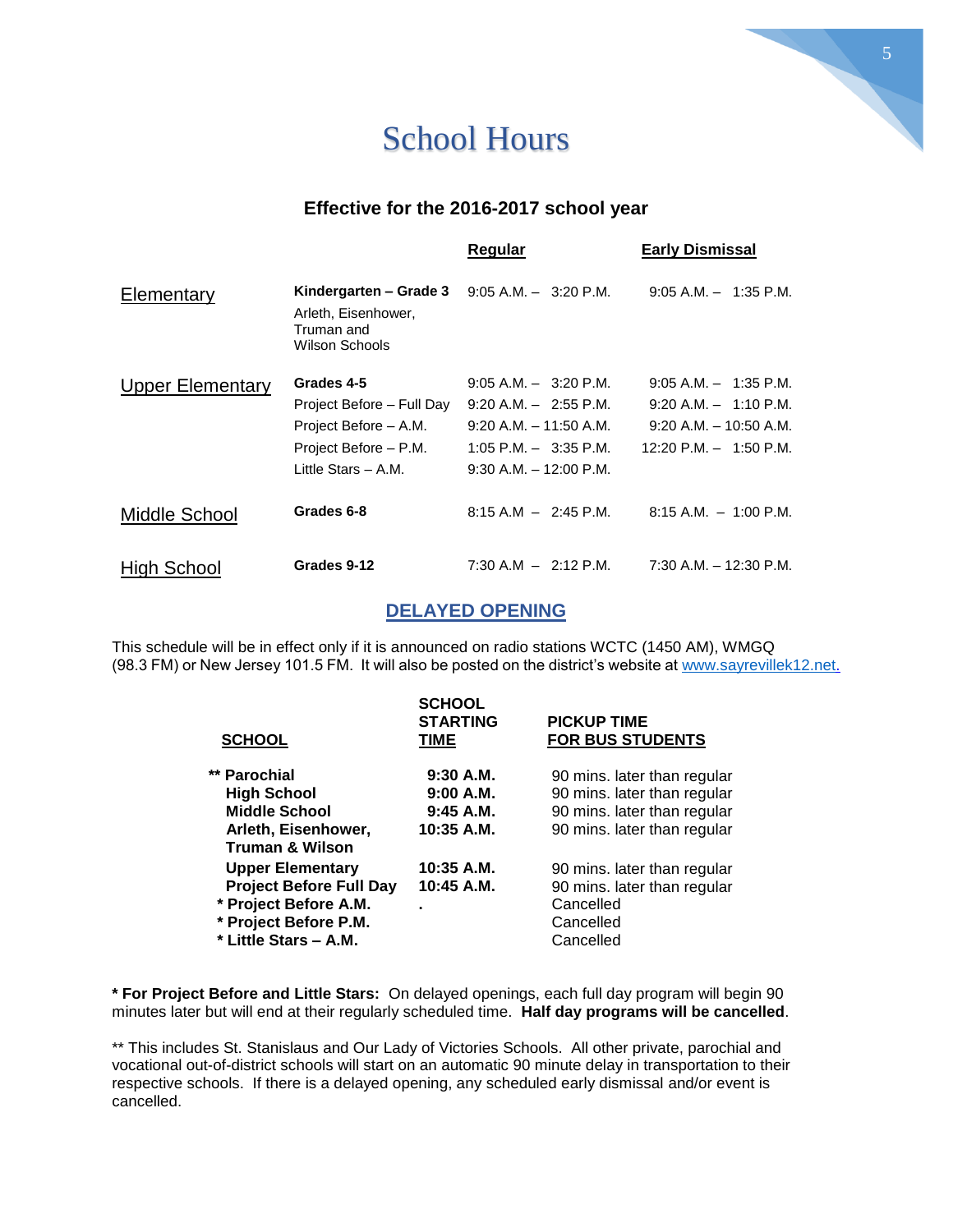# School Hours

### Effective for the 2016-2017 school year

| | | Regular | Early Dismissal |
|---|---|---|---|
| Elementary | **Kindergarten – Grade 3** Arleth, Eisenhower, Truman and Wilson Schools | 9:05 A.M. – 3:20 P.M. | 9:05 A.M. – 1:35 P.M. |
| Upper Elementary | **Grades 4-5** | 9:05 A.M. – 3:20 P.M. | 9:05 A.M. – 1:35 P.M. |
| | Project Before – Full Day | 9:20 A.M. – 2:55 P.M. | 9:20 A.M. – 1:10 P.M. |
| | Project Before – A.M. | 9:20 A.M. – 11:50 A.M. | 9:20 A.M. – 10:50 A.M. |
| | Project Before – P.M. | 1:05 P.M. – 3:35 P.M. | 12:20 P.M. – 1:50 P.M. |
| | Little Stars – A.M. | 9:30 A.M. – 12:00 P.M. | |
| Middle School | **Grades 6-8** | 8:15 A.M – 2:45 P.M. | 8:15 A.M. – 1:00 P.M. |
| High School | **Grades 9-12** | 7:30 A.M – 2:12 P.M. | 7:30 A.M. – 12:30 P.M. |

## DELAYED OPENING

This schedule will be in effect only if it is announced on radio stations WCTC (1450 AM), WMGQ (98.3 FM) or New Jersey 101.5 FM. It will also be posted on the district's website at www.sayrevillek12.net.

| SCHOOL | SCHOOL STARTING TIME | PICKUP TIME FOR BUS STUDENTS |
|---|---|---|
| ** Parochial | 9:30 A.M. | 90 mins. later than regular |
| High School | 9:00 A.M. | 90 mins. later than regular |
| Middle School | 9:45 A.M. | 90 mins. later than regular |
| Arleth, Eisenhower, Truman & Wilson | 10:35 A.M. | 90 mins. later than regular |
| Upper Elementary | 10:35 A.M. | 90 mins. later than regular |
| Project Before Full Day | 10:45 A.M. | 90 mins. later than regular |
| * Project Before A.M. | . | Cancelled |
| * Project Before P.M. | | Cancelled |
| * Little Stars – A.M. | | Cancelled |

**\* For Project Before and Little Stars:** On delayed openings, each full day program will begin 90 minutes later but will end at their regularly scheduled time. **Half day programs will be cancelled**.

** This includes St. Stanislaus and Our Lady of Victories Schools. All other private, parochial and vocational out-of-district schools will start on an automatic 90 minute delay in transportation to their respective schools. If there is a delayed opening, any scheduled early dismissal and/or event is cancelled.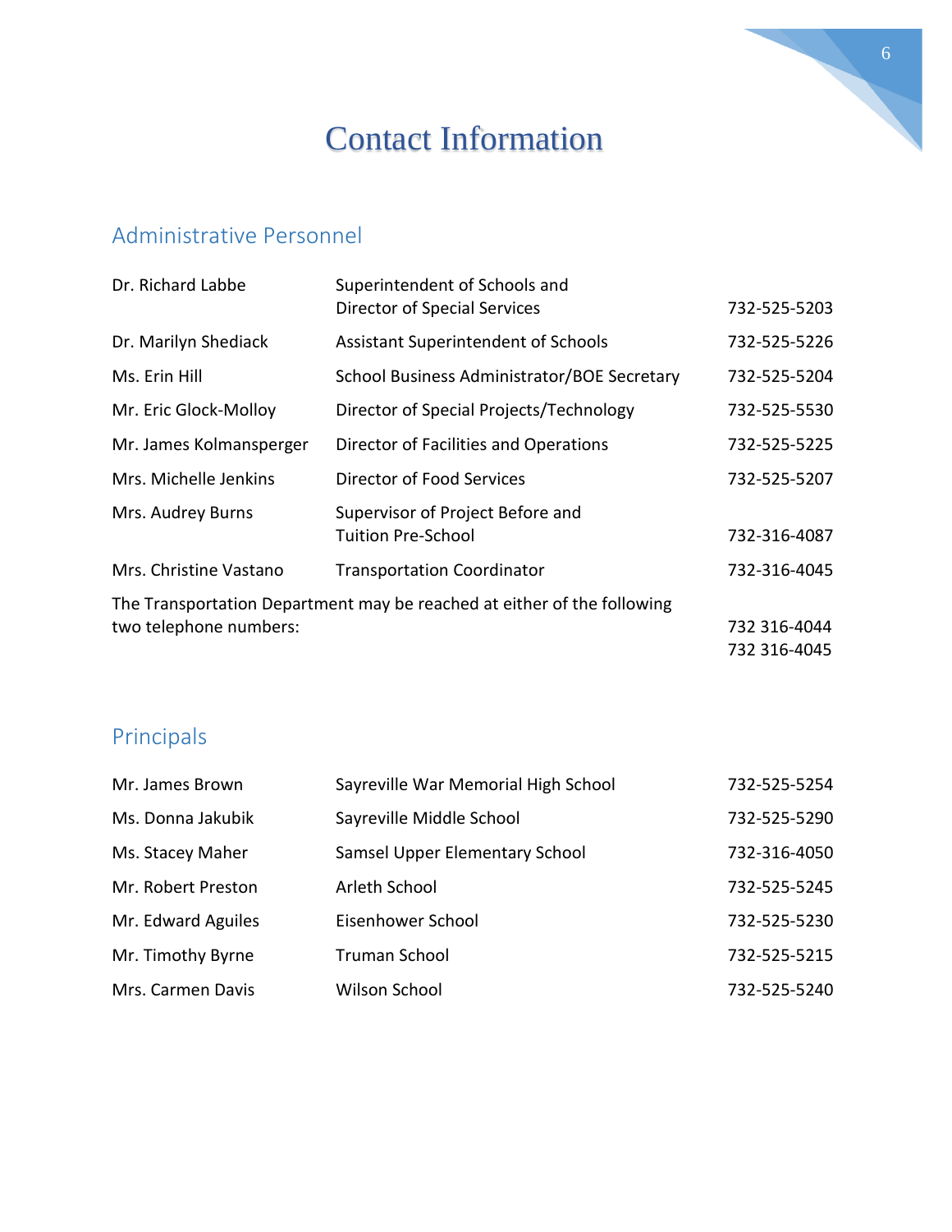# Contact Information

## Administrative Personnel

| | | |
|---|---|---|
| Dr. Richard Labbe | Superintendent of Schools and Director of Special Services | 732-525-5203 |
| Dr. Marilyn Shediack | Assistant Superintendent of Schools | 732-525-5226 |
| Ms. Erin Hill | School Business Administrator/BOE Secretary | 732-525-5204 |
| Mr. Eric Glock-Molloy | Director of Special Projects/Technology | 732-525-5530 |
| Mr. James Kolmansperger | Director of Facilities and Operations | 732-525-5225 |
| Mrs. Michelle Jenkins | Director of Food Services | 732-525-5207 |
| Mrs. Audrey Burns | Supervisor of Project Before and Tuition Pre-School | 732-316-4087 |
| Mrs. Christine Vastano | Transportation Coordinator | 732-316-4045 |

The Transportation Department may be reached at either of the following two telephone numbers: 732 316-4044, 732 316-4045

## Principals

| | | |
|---|---|---|
| Mr. James Brown | Sayreville War Memorial High School | 732-525-5254 |
| Ms. Donna Jakubik | Sayreville Middle School | 732-525-5290 |
| Ms. Stacey Maher | Samsel Upper Elementary School | 732-316-4050 |
| Mr. Robert Preston | Arleth School | 732-525-5245 |
| Mr. Edward Aguiles | Eisenhower School | 732-525-5230 |
| Mr. Timothy Byrne | Truman School | 732-525-5215 |
| Mrs. Carmen Davis | Wilson School | 732-525-5240 |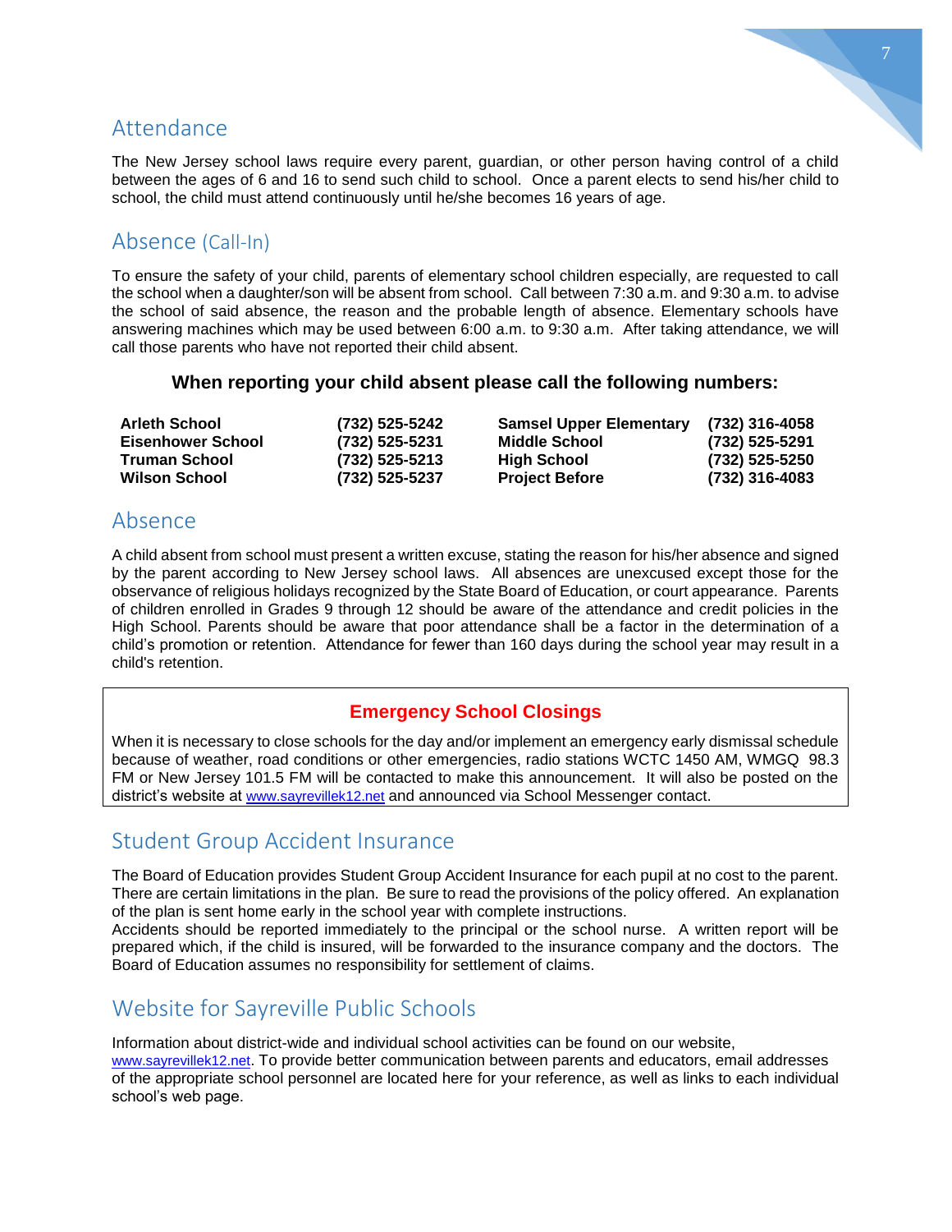## Attendance

The New Jersey school laws require every parent, guardian, or other person having control of a child between the ages of 6 and 16 to send such child to school. Once a parent elects to send his/her child to school, the child must attend continuously until he/she becomes 16 years of age.

## Absence (Call-In)

To ensure the safety of your child, parents of elementary school children especially, are requested to call the school when a daughter/son will be absent from school. Call between 7:30 a.m. and 9:30 a.m. to advise the school of said absence, the reason and the probable length of absence. Elementary schools have answering machines which may be used between 6:00 a.m. to 9:30 a.m. After taking attendance, we will call those parents who have not reported their child absent.

**When reporting your child absent please call the following numbers:**

| School | Phone | School | Phone |
|---|---|---|---|
| **Arleth School** | **(732) 525-5242** | **Samsel Upper Elementary** | **(732) 316-4058** |
| **Eisenhower School** | **(732) 525-5231** | **Middle School** | **(732) 525-5291** |
| **Truman School** | **(732) 525-5213** | **High School** | **(732) 525-5250** |
| **Wilson School** | **(732) 525-5237** | **Project Before** | **(732) 316-4083** |

## Absence

A child absent from school must present a written excuse, stating the reason for his/her absence and signed by the parent according to New Jersey school laws. All absences are unexcused except those for the observance of religious holidays recognized by the State Board of Education, or court appearance. Parents of children enrolled in Grades 9 through 12 should be aware of the attendance and credit policies in the High School. Parents should be aware that poor attendance shall be a factor in the determination of a child's promotion or retention. Attendance for fewer than 160 days during the school year may result in a child's retention.

### Emergency School Closings

When it is necessary to close schools for the day and/or implement an emergency early dismissal schedule because of weather, road conditions or other emergencies, radio stations WCTC 1450 AM, WMGQ 98.3 FM or New Jersey 101.5 FM will be contacted to make this announcement. It will also be posted on the district's website at www.sayrevillek12.net and announced via School Messenger contact.

## Student Group Accident Insurance

The Board of Education provides Student Group Accident Insurance for each pupil at no cost to the parent. There are certain limitations in the plan. Be sure to read the provisions of the policy offered. An explanation of the plan is sent home early in the school year with complete instructions.

Accidents should be reported immediately to the principal or the school nurse. A written report will be prepared which, if the child is insured, will be forwarded to the insurance company and the doctors. The Board of Education assumes no responsibility for settlement of claims.

## Website for Sayreville Public Schools

Information about district-wide and individual school activities can be found on our website, www.sayrevillek12.net. To provide better communication between parents and educators, email addresses of the appropriate school personnel are located here for your reference, as well as links to each individual school's web page.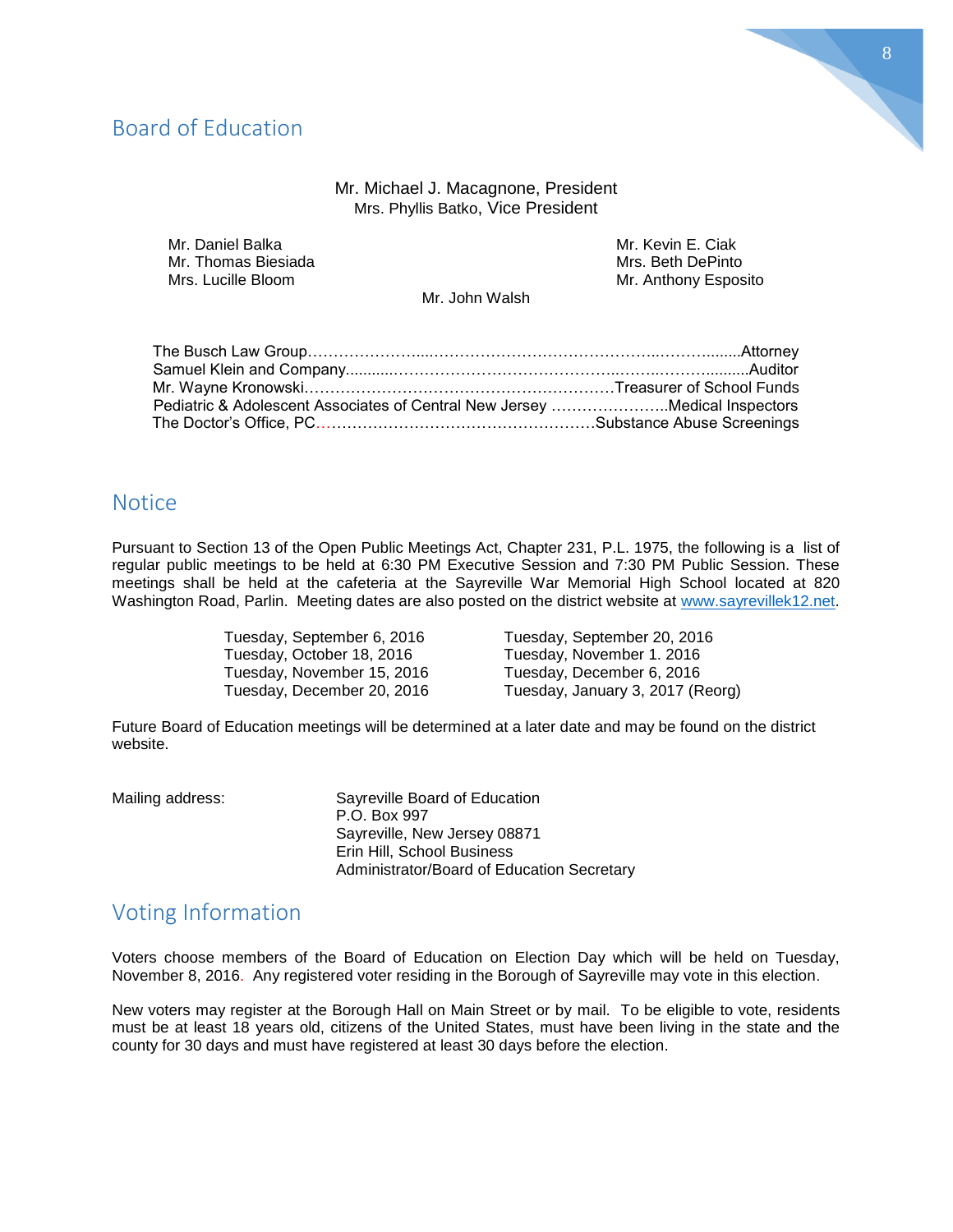## Board of Education

Mr. Michael J. Macagnone, President
Mrs. Phyllis Batko, Vice President

Mr. Daniel Balka
Mr. Thomas Biesiada
Mrs. Lucille Bloom
Mr. Kevin E. Ciak
Mrs. Beth DePinto
Mr. Anthony Esposito
Mr. John Walsh

The Busch Law Group………………….....………………………………………..……….........Attorney
Samuel Klein and Company...........………………………………………..……..………..........Auditor
Mr. Wayne Kronowski……………………………………………………Treasurer of School Funds
Pediatric & Adolescent Associates of Central New Jersey …………………..Medical Inspectors
The Doctor's Office, PC………………………………………………Substance Abuse Screenings

## Notice

Pursuant to Section 13 of the Open Public Meetings Act, Chapter 231, P.L. 1975, the following is a list of regular public meetings to be held at 6:30 PM Executive Session and 7:30 PM Public Session. These meetings shall be held at the cafeteria at the Sayreville War Memorial High School located at 820 Washington Road, Parlin. Meeting dates are also posted on the district website at www.sayrevillek12.net.

| | |
|---|---|
| Tuesday, September 6, 2016 | Tuesday, September 20, 2016 |
| Tuesday, October 18, 2016 | Tuesday, November 1. 2016 |
| Tuesday, November 15, 2016 | Tuesday, December 6, 2016 |
| Tuesday, December 20, 2016 | Tuesday, January 3, 2017 (Reorg) |

Future Board of Education meetings will be determined at a later date and may be found on the district website.

Mailing address:

Sayreville Board of Education
P.O. Box 997
Sayreville, New Jersey 08871
Erin Hill, School Business Administrator/Board of Education Secretary

## Voting Information

Voters choose members of the Board of Education on Election Day which will be held on Tuesday, November 8, 2016. Any registered voter residing in the Borough of Sayreville may vote in this election.

New voters may register at the Borough Hall on Main Street or by mail. To be eligible to vote, residents must be at least 18 years old, citizens of the United States, must have been living in the state and the county for 30 days and must have registered at least 30 days before the election.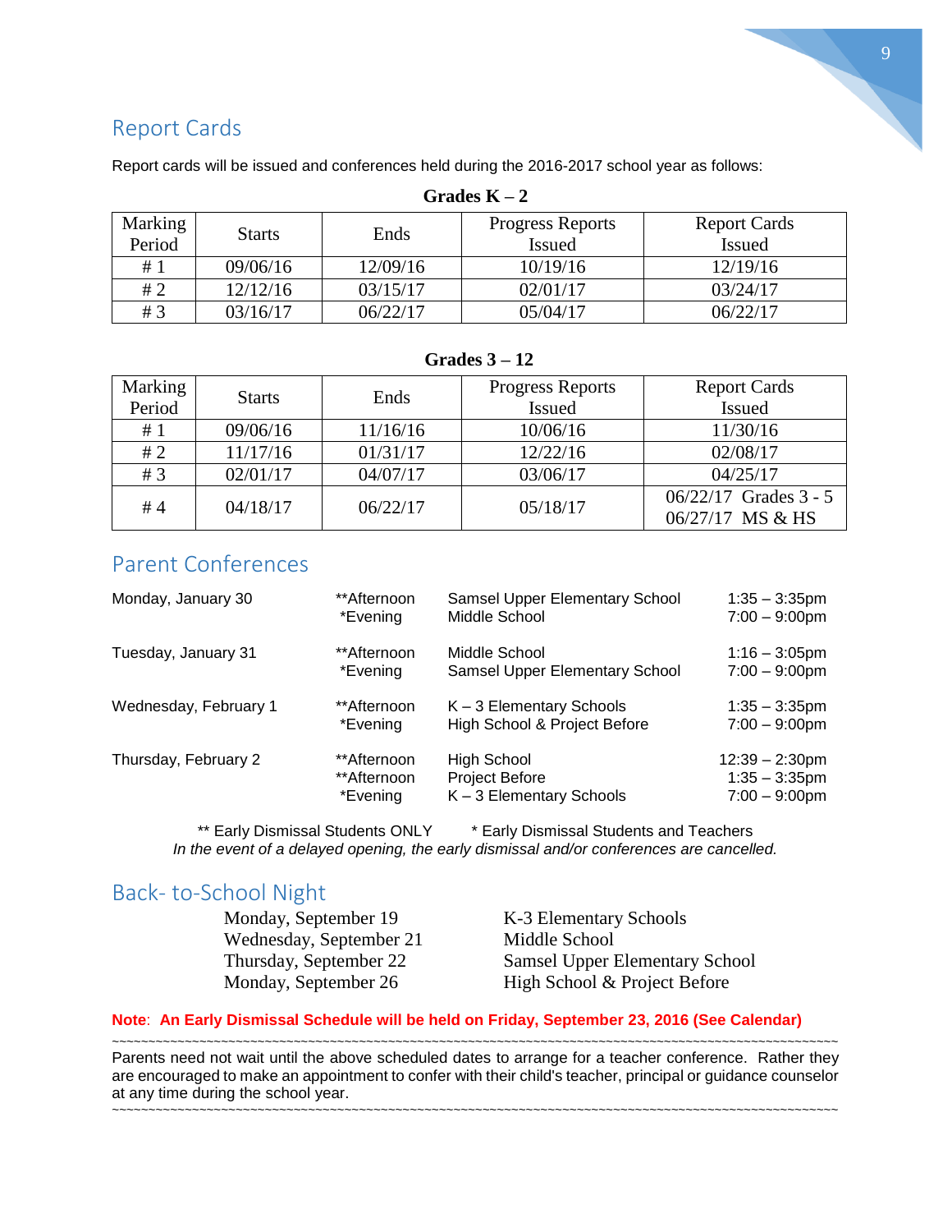## Report Cards

Report cards will be issued and conferences held during the 2016-2017 school year as follows:

**Grades K – 2**

| Marking Period | Starts | Ends | Progress Reports Issued | Report Cards Issued |
|---|---|---|---|---|
| # 1 | 09/06/16 | 12/09/16 | 10/19/16 | 12/19/16 |
| # 2 | 12/12/16 | 03/15/17 | 02/01/17 | 03/24/17 |
| # 3 | 03/16/17 | 06/22/17 | 05/04/17 | 06/22/17 |

**Grades 3 – 12**

| Marking Period | Starts | Ends | Progress Reports Issued | Report Cards Issued |
|---|---|---|---|---|
| # 1 | 09/06/16 | 11/16/16 | 10/06/16 | 11/30/16 |
| # 2 | 11/17/16 | 01/31/17 | 12/22/16 | 02/08/17 |
| # 3 | 02/01/17 | 04/07/17 | 03/06/17 | 04/25/17 |
| # 4 | 04/18/17 | 06/22/17 | 05/18/17 | 06/22/17 Grades 3 - 5<br>06/27/17 MS & HS |

## Parent Conferences

| | | | |
|---|---|---|---|
| Monday, January 30 | **Afternoon | Samsel Upper Elementary School | 1:35 – 3:35pm |
| | *Evening | Middle School | 7:00 – 9:00pm |
| Tuesday, January 31 | **Afternoon | Middle School | 1:16 – 3:05pm |
| | *Evening | Samsel Upper Elementary School | 7:00 – 9:00pm |
| Wednesday, February 1 | **Afternoon | K – 3 Elementary Schools | 1:35 – 3:35pm |
| | *Evening | High School & Project Before | 7:00 – 9:00pm |
| Thursday, February 2 | **Afternoon | High School | 12:39 – 2:30pm |
| | **Afternoon | Project Before | 1:35 – 3:35pm |
| | *Evening | K – 3 Elementary Schools | 7:00 – 9:00pm |

** Early Dismissal Students ONLY * Early Dismissal Students and Teachers

*In the event of a delayed opening, the early dismissal and/or conferences are cancelled.*

## Back- to-School Night

| | |
|---|---|
| Monday, September 19 | K-3 Elementary Schools |
| Wednesday, September 21 | Middle School |
| Thursday, September 22 | Samsel Upper Elementary School |
| Monday, September 26 | High School & Project Before |

**Note**: **An Early Dismissal Schedule will be held on Friday, September 23, 2016 (See Calendar)**

~~~~~~~~~~~~~~~~~~~~~~~~~~~~~~~~~~~~~~~~~~~~~~~~~~~~~~~~~~~~~~~~~~~~~~~~~~~~~~~~~~~~~~~~~~~~~~~~~~~~

Parents need not wait until the above scheduled dates to arrange for a teacher conference. Rather they are encouraged to make an appointment to confer with their child's teacher, principal or guidance counselor at any time during the school year.

~~~~~~~~~~~~~~~~~~~~~~~~~~~~~~~~~~~~~~~~~~~~~~~~~~~~~~~~~~~~~~~~~~~~~~~~~~~~~~~~~~~~~~~~~~~~~~~~~~~~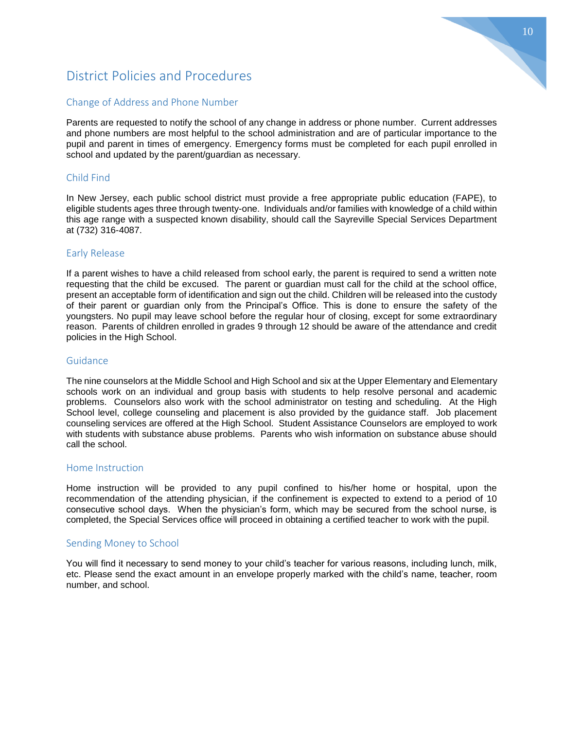# District Policies and Procedures

## Change of Address and Phone Number

Parents are requested to notify the school of any change in address or phone number. Current addresses and phone numbers are most helpful to the school administration and are of particular importance to the pupil and parent in times of emergency. Emergency forms must be completed for each pupil enrolled in school and updated by the parent/guardian as necessary.

## Child Find

In New Jersey, each public school district must provide a free appropriate public education (FAPE), to eligible students ages three through twenty-one. Individuals and/or families with knowledge of a child within this age range with a suspected known disability, should call the Sayreville Special Services Department at (732) 316-4087.

## Early Release

If a parent wishes to have a child released from school early, the parent is required to send a written note requesting that the child be excused. The parent or guardian must call for the child at the school office, present an acceptable form of identification and sign out the child. Children will be released into the custody of their parent or guardian only from the Principal's Office. This is done to ensure the safety of the youngsters. No pupil may leave school before the regular hour of closing, except for some extraordinary reason. Parents of children enrolled in grades 9 through 12 should be aware of the attendance and credit policies in the High School.

## Guidance

The nine counselors at the Middle School and High School and six at the Upper Elementary and Elementary schools work on an individual and group basis with students to help resolve personal and academic problems. Counselors also work with the school administrator on testing and scheduling. At the High School level, college counseling and placement is also provided by the guidance staff. Job placement counseling services are offered at the High School. Student Assistance Counselors are employed to work with students with substance abuse problems. Parents who wish information on substance abuse should call the school.

## Home Instruction

Home instruction will be provided to any pupil confined to his/her home or hospital, upon the recommendation of the attending physician, if the confinement is expected to extend to a period of 10 consecutive school days. When the physician's form, which may be secured from the school nurse, is completed, the Special Services office will proceed in obtaining a certified teacher to work with the pupil.

## Sending Money to School

You will find it necessary to send money to your child's teacher for various reasons, including lunch, milk, etc. Please send the exact amount in an envelope properly marked with the child's name, teacher, room number, and school.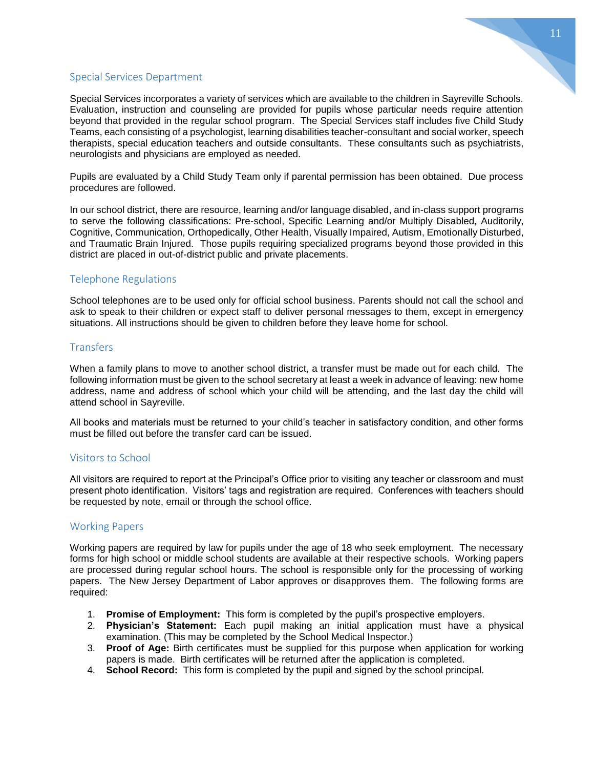## Special Services Department

Special Services incorporates a variety of services which are available to the children in Sayreville Schools. Evaluation, instruction and counseling are provided for pupils whose particular needs require attention beyond that provided in the regular school program. The Special Services staff includes five Child Study Teams, each consisting of a psychologist, learning disabilities teacher-consultant and social worker, speech therapists, special education teachers and outside consultants. These consultants such as psychiatrists, neurologists and physicians are employed as needed.

Pupils are evaluated by a Child Study Team only if parental permission has been obtained. Due process procedures are followed.

In our school district, there are resource, learning and/or language disabled, and in-class support programs to serve the following classifications: Pre-school, Specific Learning and/or Multiply Disabled, Auditorily, Cognitive, Communication, Orthopedically, Other Health, Visually Impaired, Autism, Emotionally Disturbed, and Traumatic Brain Injured. Those pupils requiring specialized programs beyond those provided in this district are placed in out-of-district public and private placements.

## Telephone Regulations

School telephones are to be used only for official school business. Parents should not call the school and ask to speak to their children or expect staff to deliver personal messages to them, except in emergency situations. All instructions should be given to children before they leave home for school.

## Transfers

When a family plans to move to another school district, a transfer must be made out for each child. The following information must be given to the school secretary at least a week in advance of leaving: new home address, name and address of school which your child will be attending, and the last day the child will attend school in Sayreville.

All books and materials must be returned to your child's teacher in satisfactory condition, and other forms must be filled out before the transfer card can be issued.

## Visitors to School

All visitors are required to report at the Principal's Office prior to visiting any teacher or classroom and must present photo identification. Visitors' tags and registration are required. Conferences with teachers should be requested by note, email or through the school office.

## Working Papers

Working papers are required by law for pupils under the age of 18 who seek employment. The necessary forms for high school or middle school students are available at their respective schools. Working papers are processed during regular school hours. The school is responsible only for the processing of working papers. The New Jersey Department of Labor approves or disapproves them. The following forms are required:

1. **Promise of Employment:** This form is completed by the pupil's prospective employers.
2. **Physician's Statement:** Each pupil making an initial application must have a physical examination. (This may be completed by the School Medical Inspector.)
3. **Proof of Age:** Birth certificates must be supplied for this purpose when application for working papers is made. Birth certificates will be returned after the application is completed.
4. **School Record:** This form is completed by the pupil and signed by the school principal.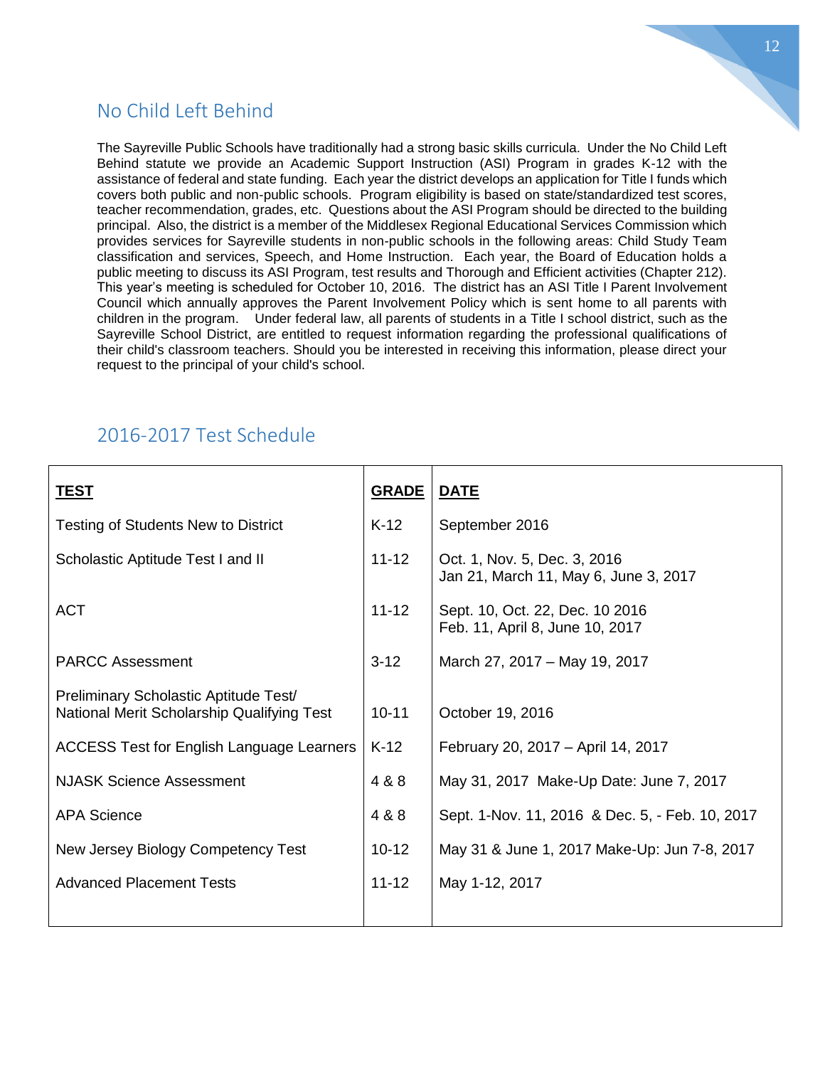## No Child Left Behind

The Sayreville Public Schools have traditionally had a strong basic skills curricula. Under the No Child Left Behind statute we provide an Academic Support Instruction (ASI) Program in grades K-12 with the assistance of federal and state funding. Each year the district develops an application for Title I funds which covers both public and non-public schools. Program eligibility is based on state/standardized test scores, teacher recommendation, grades, etc. Questions about the ASI Program should be directed to the building principal. Also, the district is a member of the Middlesex Regional Educational Services Commission which provides services for Sayreville students in non-public schools in the following areas: Child Study Team classification and services, Speech, and Home Instruction. Each year, the Board of Education holds a public meeting to discuss its ASI Program, test results and Thorough and Efficient activities (Chapter 212). This year's meeting is scheduled for October 10, 2016. The district has an ASI Title I Parent Involvement Council which annually approves the Parent Involvement Policy which is sent home to all parents with children in the program. Under federal law, all parents of students in a Title I school district, such as the Sayreville School District, are entitled to request information regarding the professional qualifications of their child's classroom teachers. Should you be interested in receiving this information, please direct your request to the principal of your child's school.

## 2016-2017 Test Schedule

| **TEST** | **GRADE** | **DATE** |
|---|---|---|
| Testing of Students New to District | K-12 | September 2016 |
| Scholastic Aptitude Test I and II | 11-12 | Oct. 1, Nov. 5, Dec. 3, 2016<br>Jan 21, March 11, May 6, June 3, 2017 |
| ACT | 11-12 | Sept. 10, Oct. 22, Dec. 10 2016<br>Feb. 11, April 8, June 10, 2017 |
| PARCC Assessment | 3-12 | March 27, 2017 – May 19, 2017 |
| Preliminary Scholastic Aptitude Test/ National Merit Scholarship Qualifying Test | 10-11 | October 19, 2016 |
| ACCESS Test for English Language Learners | K-12 | February 20, 2017 – April 14, 2017 |
| NJASK Science Assessment | 4 & 8 | May 31, 2017 Make-Up Date: June 7, 2017 |
| APA Science | 4 & 8 | Sept. 1-Nov. 11, 2016 & Dec. 5, - Feb. 10, 2017 |
| New Jersey Biology Competency Test | 10-12 | May 31 & June 1, 2017 Make-Up: Jun 7-8, 2017 |
| Advanced Placement Tests | 11-12 | May 1-12, 2017 |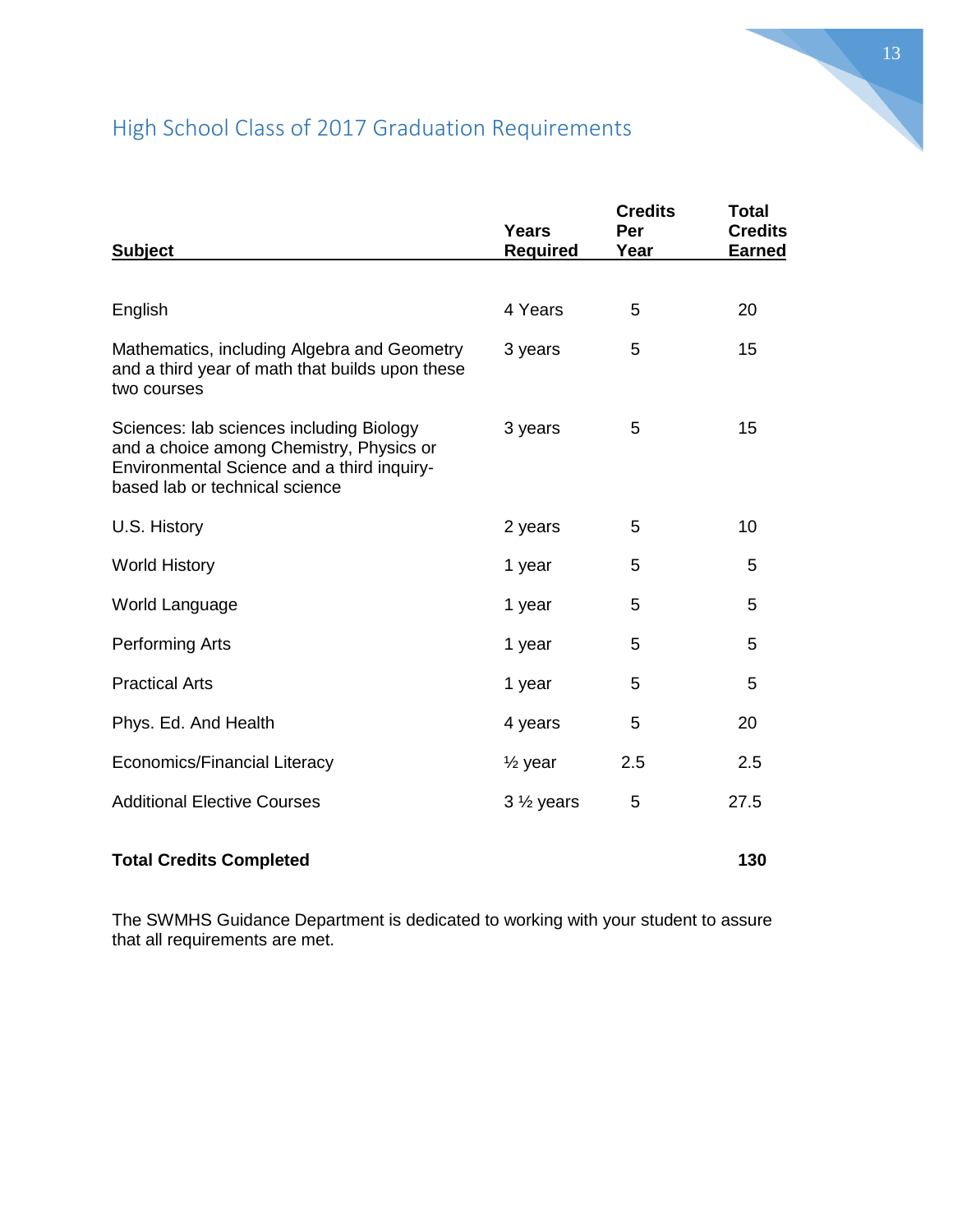## High School Class of 2017 Graduation Requirements

| Subject | Years Required | Credits Per Year | Total Credits Earned |
|---|---|---|---|
| English | 4 Years | 5 | 20 |
| Mathematics, including Algebra and Geometry and a third year of math that builds upon these two courses | 3 years | 5 | 15 |
| Sciences: lab sciences including Biology and a choice among Chemistry, Physics or Environmental Science and a third inquiry-based lab or technical science | 3 years | 5 | 15 |
| U.S. History | 2 years | 5 | 10 |
| World History | 1 year | 5 | 5 |
| World Language | 1 year | 5 | 5 |
| Performing Arts | 1 year | 5 | 5 |
| Practical Arts | 1 year | 5 | 5 |
| Phys. Ed. And Health | 4 years | 5 | 20 |
| Economics/Financial Literacy | ½ year | 2.5 | 2.5 |
| Additional Elective Courses | 3 ½ years | 5 | 27.5 |
| **Total Credits Completed** | | | **130** |

The SWMHS Guidance Department is dedicated to working with your student to assure that all requirements are met.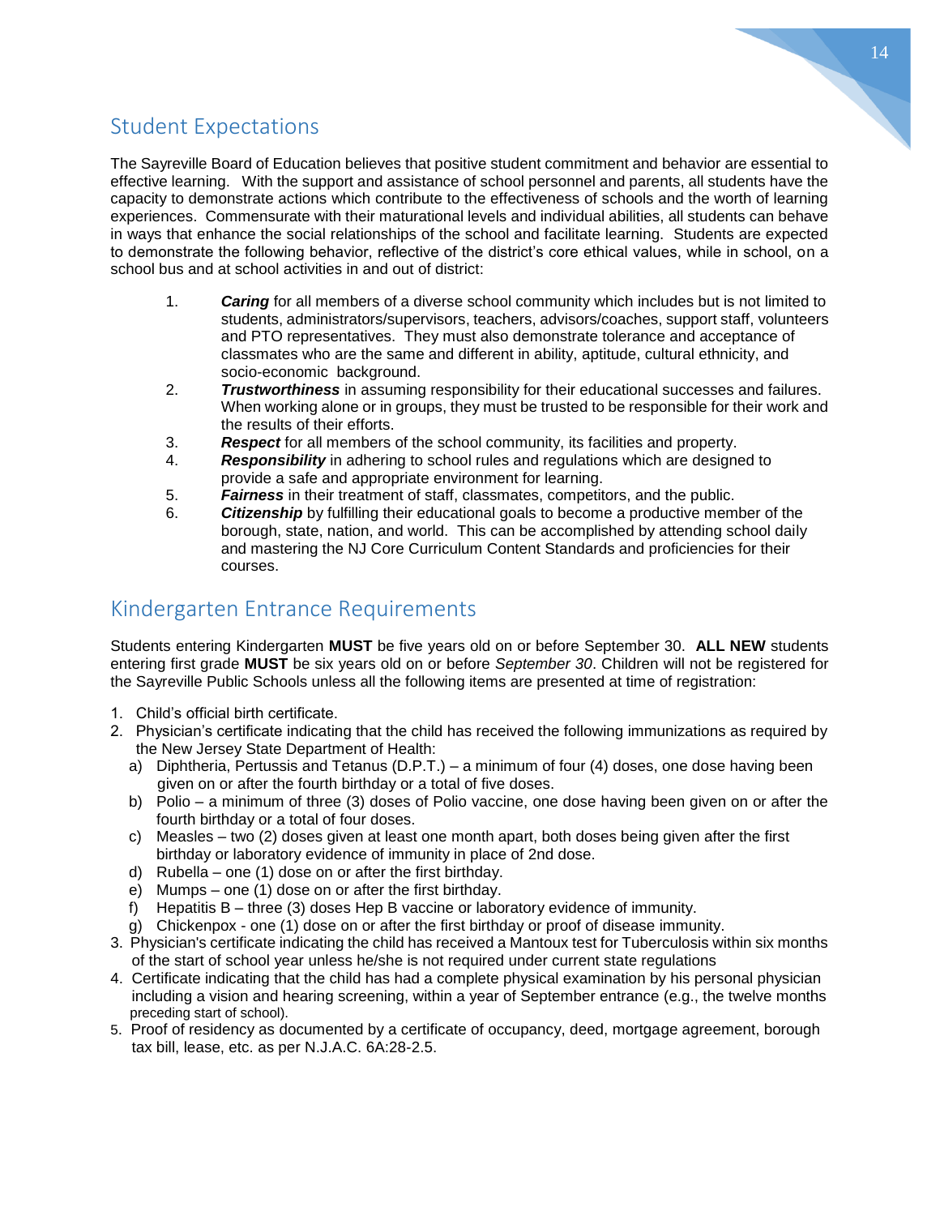## Student Expectations

The Sayreville Board of Education believes that positive student commitment and behavior are essential to effective learning. With the support and assistance of school personnel and parents, all students have the capacity to demonstrate actions which contribute to the effectiveness of schools and the worth of learning experiences. Commensurate with their maturational levels and individual abilities, all students can behave in ways that enhance the social relationships of the school and facilitate learning. Students are expected to demonstrate the following behavior, reflective of the district's core ethical values, while in school, on a school bus and at school activities in and out of district:

1. ***Caring*** for all members of a diverse school community which includes but is not limited to students, administrators/supervisors, teachers, advisors/coaches, support staff, volunteers and PTO representatives. They must also demonstrate tolerance and acceptance of classmates who are the same and different in ability, aptitude, cultural ethnicity, and socio-economic background.
2. ***Trustworthiness*** in assuming responsibility for their educational successes and failures. When working alone or in groups, they must be trusted to be responsible for their work and the results of their efforts.
3. ***Respect*** for all members of the school community, its facilities and property.
4. ***Responsibility*** in adhering to school rules and regulations which are designed to provide a safe and appropriate environment for learning.
5. ***Fairness*** in their treatment of staff, classmates, competitors, and the public.
6. ***Citizenship*** by fulfilling their educational goals to become a productive member of the borough, state, nation, and world. This can be accomplished by attending school daily and mastering the NJ Core Curriculum Content Standards and proficiencies for their courses.

## Kindergarten Entrance Requirements

Students entering Kindergarten **MUST** be five years old on or before September 30. **ALL NEW** students entering first grade **MUST** be six years old on or before *September 30*. Children will not be registered for the Sayreville Public Schools unless all the following items are presented at time of registration:

1. Child's official birth certificate.
2. Physician's certificate indicating that the child has received the following immunizations as required by the New Jersey State Department of Health:
   a) Diphtheria, Pertussis and Tetanus (D.P.T.) – a minimum of four (4) doses, one dose having been given on or after the fourth birthday or a total of five doses.
   b) Polio – a minimum of three (3) doses of Polio vaccine, one dose having been given on or after the fourth birthday or a total of four doses.
   c) Measles – two (2) doses given at least one month apart, both doses being given after the first birthday or laboratory evidence of immunity in place of 2nd dose.
   d) Rubella – one (1) dose on or after the first birthday.
   e) Mumps – one (1) dose on or after the first birthday.
   f) Hepatitis B – three (3) doses Hep B vaccine or laboratory evidence of immunity.
   g) Chickenpox - one (1) dose on or after the first birthday or proof of disease immunity.
3. Physician's certificate indicating the child has received a Mantoux test for Tuberculosis within six months of the start of school year unless he/she is not required under current state regulations
4. Certificate indicating that the child has had a complete physical examination by his personal physician including a vision and hearing screening, within a year of September entrance (e.g., the twelve months preceding start of school).
5. Proof of residency as documented by a certificate of occupancy, deed, mortgage agreement, borough tax bill, lease, etc. as per N.J.A.C. 6A:28-2.5.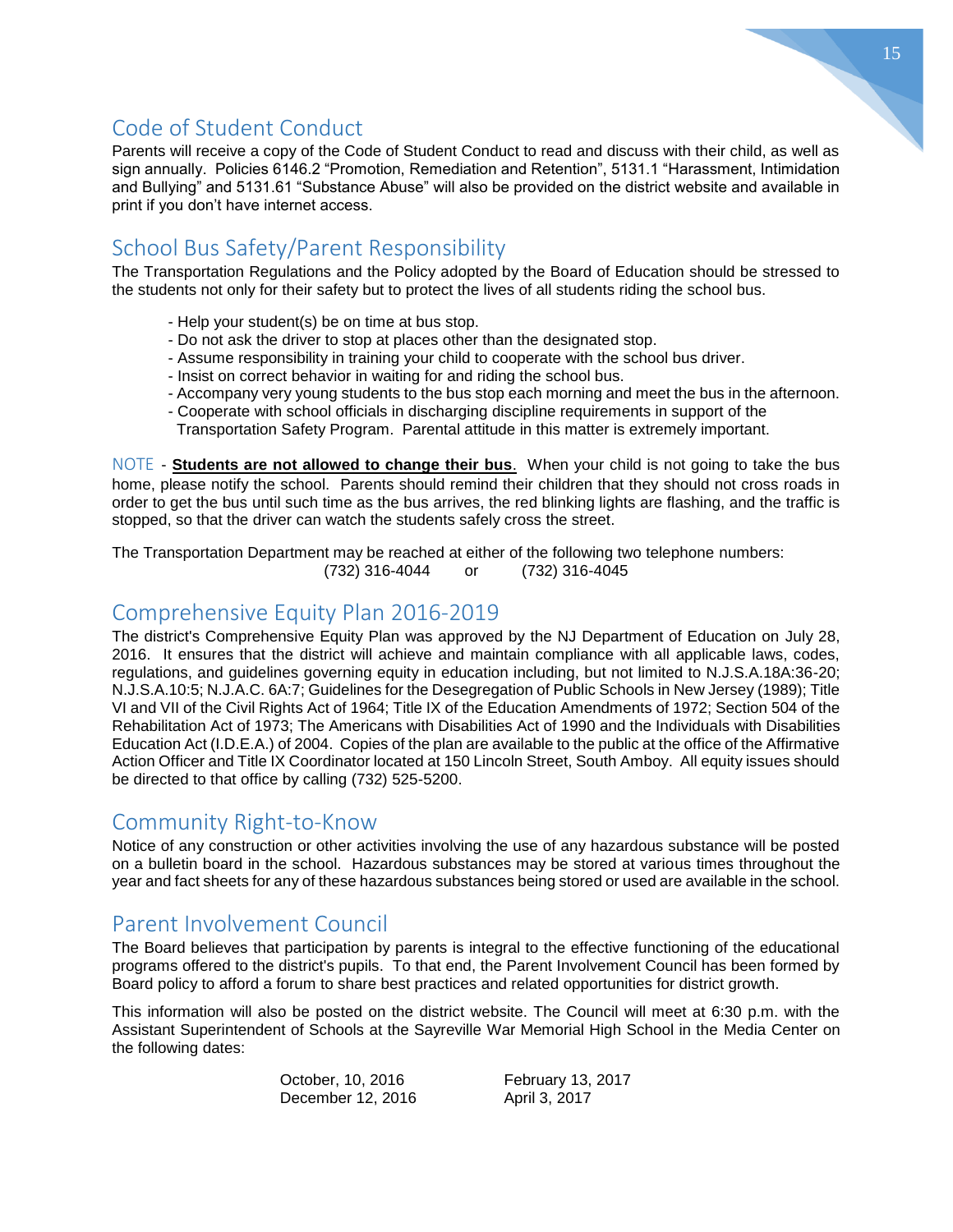## Code of Student Conduct

Parents will receive a copy of the Code of Student Conduct to read and discuss with their child, as well as sign annually. Policies 6146.2 "Promotion, Remediation and Retention", 5131.1 "Harassment, Intimidation and Bullying" and 5131.61 "Substance Abuse" will also be provided on the district website and available in print if you don't have internet access.

## School Bus Safety/Parent Responsibility

The Transportation Regulations and the Policy adopted by the Board of Education should be stressed to the students not only for their safety but to protect the lives of all students riding the school bus.

- Help your student(s) be on time at bus stop.
- Do not ask the driver to stop at places other than the designated stop.
- Assume responsibility in training your child to cooperate with the school bus driver.
- Insist on correct behavior in waiting for and riding the school bus.
- Accompany very young students to the bus stop each morning and meet the bus in the afternoon.
- Cooperate with school officials in discharging discipline requirements in support of the Transportation Safety Program. Parental attitude in this matter is extremely important.

NOTE - **Students are not allowed to change their bus**. When your child is not going to take the bus home, please notify the school. Parents should remind their children that they should not cross roads in order to get the bus until such time as the bus arrives, the red blinking lights are flashing, and the traffic is stopped, so that the driver can watch the students safely cross the street.

The Transportation Department may be reached at either of the following two telephone numbers:

(732) 316-4044 or (732) 316-4045

## Comprehensive Equity Plan 2016-2019

The district's Comprehensive Equity Plan was approved by the NJ Department of Education on July 28, 2016. It ensures that the district will achieve and maintain compliance with all applicable laws, codes, regulations, and guidelines governing equity in education including, but not limited to N.J.S.A.18A:36-20; N.J.S.A.10:5; N.J.A.C. 6A:7; Guidelines for the Desegregation of Public Schools in New Jersey (1989); Title VI and VII of the Civil Rights Act of 1964; Title IX of the Education Amendments of 1972; Section 504 of the Rehabilitation Act of 1973; The Americans with Disabilities Act of 1990 and the Individuals with Disabilities Education Act (I.D.E.A.) of 2004. Copies of the plan are available to the public at the office of the Affirmative Action Officer and Title IX Coordinator located at 150 Lincoln Street, South Amboy. All equity issues should be directed to that office by calling (732) 525-5200.

## Community Right-to-Know

Notice of any construction or other activities involving the use of any hazardous substance will be posted on a bulletin board in the school. Hazardous substances may be stored at various times throughout the year and fact sheets for any of these hazardous substances being stored or used are available in the school.

## Parent Involvement Council

The Board believes that participation by parents is integral to the effective functioning of the educational programs offered to the district's pupils. To that end, the Parent Involvement Council has been formed by Board policy to afford a forum to share best practices and related opportunities for district growth.

This information will also be posted on the district website. The Council will meet at 6:30 p.m. with the Assistant Superintendent of Schools at the Sayreville War Memorial High School in the Media Center on the following dates:

October, 10, 2016
December 12, 2016
February 13, 2017
April 3, 2017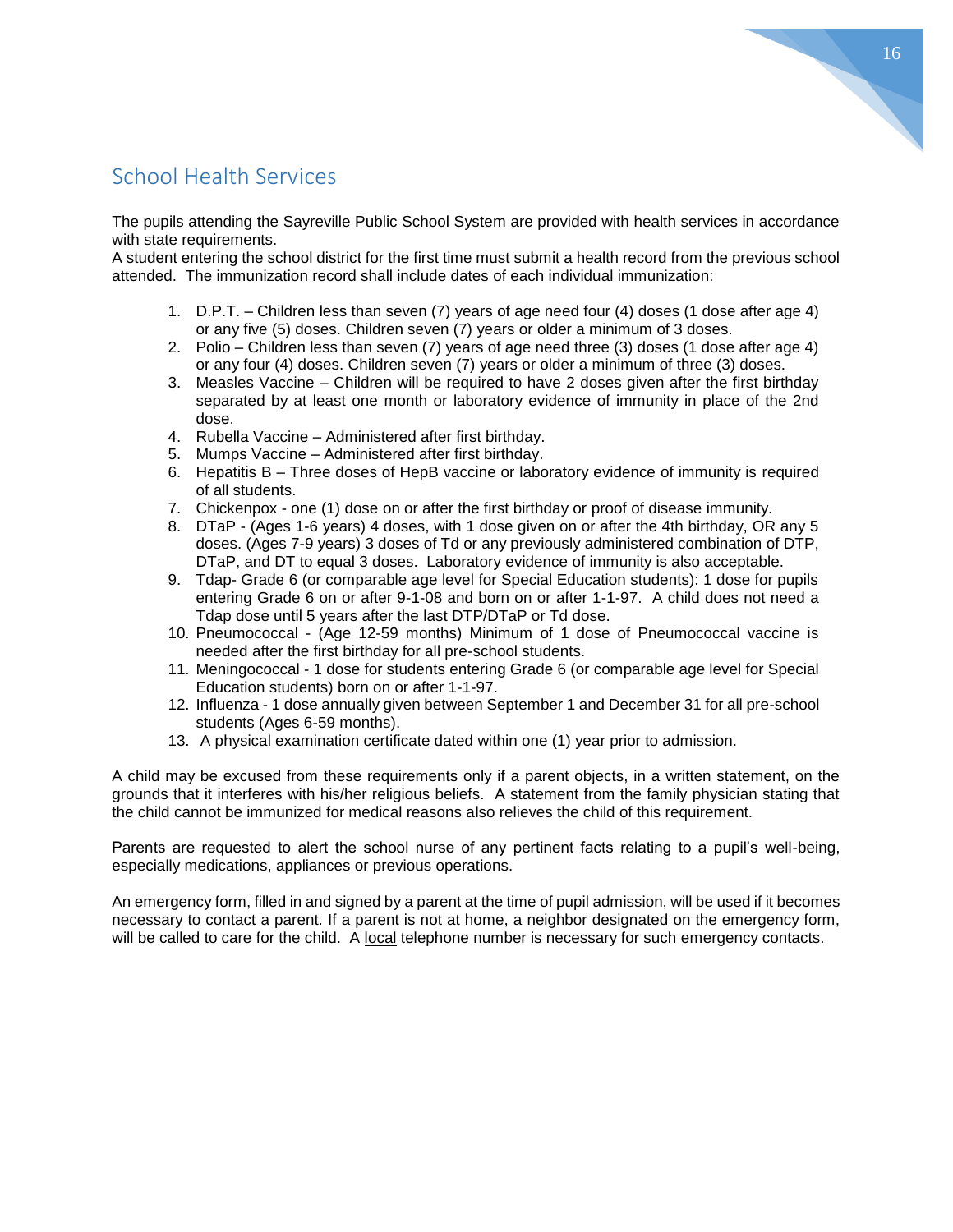## School Health Services

The pupils attending the Sayreville Public School System are provided with health services in accordance with state requirements.

A student entering the school district for the first time must submit a health record from the previous school attended. The immunization record shall include dates of each individual immunization:

1. D.P.T. – Children less than seven (7) years of age need four (4) doses (1 dose after age 4) or any five (5) doses. Children seven (7) years or older a minimum of 3 doses.
2. Polio – Children less than seven (7) years of age need three (3) doses (1 dose after age 4) or any four (4) doses. Children seven (7) years or older a minimum of three (3) doses.
3. Measles Vaccine – Children will be required to have 2 doses given after the first birthday separated by at least one month or laboratory evidence of immunity in place of the 2nd dose.
4. Rubella Vaccine – Administered after first birthday.
5. Mumps Vaccine – Administered after first birthday.
6. Hepatitis B – Three doses of HepB vaccine or laboratory evidence of immunity is required of all students.
7. Chickenpox - one (1) dose on or after the first birthday or proof of disease immunity.
8. DTaP - (Ages 1-6 years) 4 doses, with 1 dose given on or after the 4th birthday, OR any 5 doses. (Ages 7-9 years) 3 doses of Td or any previously administered combination of DTP, DTaP, and DT to equal 3 doses. Laboratory evidence of immunity is also acceptable.
9. Tdap- Grade 6 (or comparable age level for Special Education students): 1 dose for pupils entering Grade 6 on or after 9-1-08 and born on or after 1-1-97. A child does not need a Tdap dose until 5 years after the last DTP/DTaP or Td dose.
10. Pneumococcal - (Age 12-59 months) Minimum of 1 dose of Pneumococcal vaccine is needed after the first birthday for all pre-school students.
11. Meningococcal - 1 dose for students entering Grade 6 (or comparable age level for Special Education students) born on or after 1-1-97.
12. Influenza - 1 dose annually given between September 1 and December 31 for all pre-school students (Ages 6-59 months).
13. A physical examination certificate dated within one (1) year prior to admission.

A child may be excused from these requirements only if a parent objects, in a written statement, on the grounds that it interferes with his/her religious beliefs. A statement from the family physician stating that the child cannot be immunized for medical reasons also relieves the child of this requirement.

Parents are requested to alert the school nurse of any pertinent facts relating to a pupil's well-being, especially medications, appliances or previous operations.

An emergency form, filled in and signed by a parent at the time of pupil admission, will be used if it becomes necessary to contact a parent. If a parent is not at home, a neighbor designated on the emergency form, will be called to care for the child. A <u>local</u> telephone number is necessary for such emergency contacts.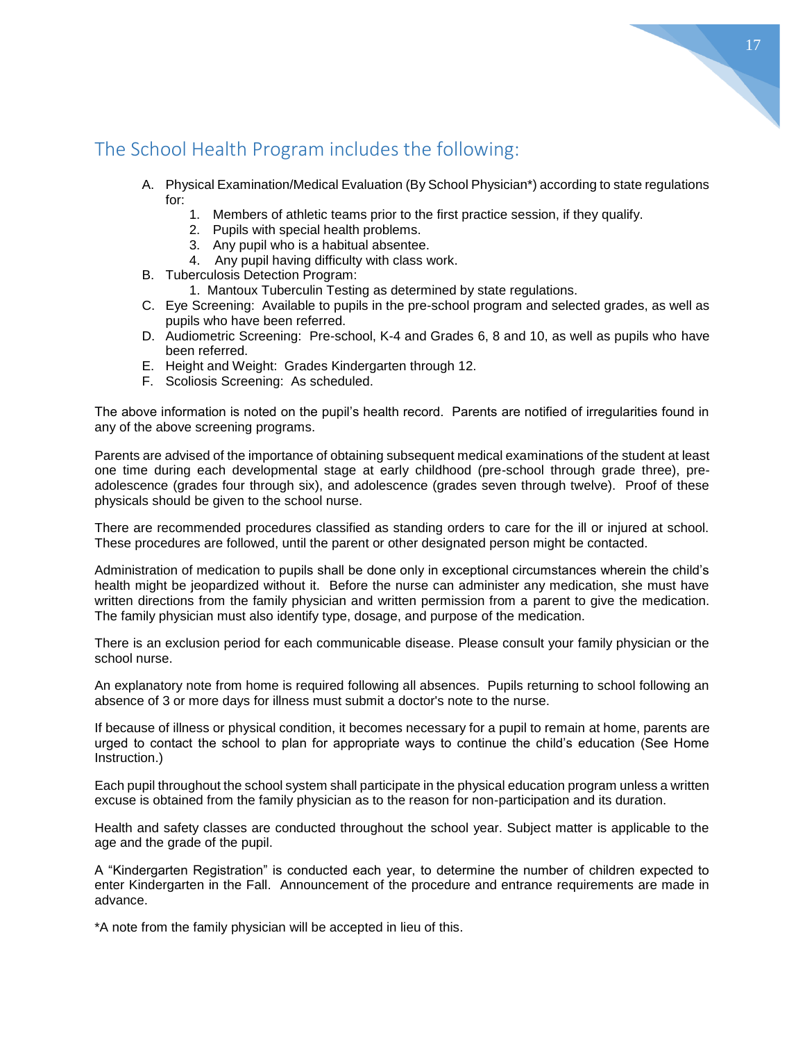## The School Health Program includes the following:

A. Physical Examination/Medical Evaluation (By School Physician*) according to state regulations for:
   1. Members of athletic teams prior to the first practice session, if they qualify.
   2. Pupils with special health problems.
   3. Any pupil who is a habitual absentee.
   4. Any pupil having difficulty with class work.

B. Tuberculosis Detection Program:
   1. Mantoux Tuberculin Testing as determined by state regulations.

C. Eye Screening: Available to pupils in the pre-school program and selected grades, as well as pupils who have been referred.

D. Audiometric Screening: Pre-school, K-4 and Grades 6, 8 and 10, as well as pupils who have been referred.

E. Height and Weight: Grades Kindergarten through 12.

F. Scoliosis Screening: As scheduled.

The above information is noted on the pupil's health record. Parents are notified of irregularities found in any of the above screening programs.

Parents are advised of the importance of obtaining subsequent medical examinations of the student at least one time during each developmental stage at early childhood (pre-school through grade three), pre-adolescence (grades four through six), and adolescence (grades seven through twelve). Proof of these physicals should be given to the school nurse.

There are recommended procedures classified as standing orders to care for the ill or injured at school. These procedures are followed, until the parent or other designated person might be contacted.

Administration of medication to pupils shall be done only in exceptional circumstances wherein the child's health might be jeopardized without it. Before the nurse can administer any medication, she must have written directions from the family physician and written permission from a parent to give the medication. The family physician must also identify type, dosage, and purpose of the medication.

There is an exclusion period for each communicable disease. Please consult your family physician or the school nurse.

An explanatory note from home is required following all absences. Pupils returning to school following an absence of 3 or more days for illness must submit a doctor's note to the nurse.

If because of illness or physical condition, it becomes necessary for a pupil to remain at home, parents are urged to contact the school to plan for appropriate ways to continue the child's education (See Home Instruction.)

Each pupil throughout the school system shall participate in the physical education program unless a written excuse is obtained from the family physician as to the reason for non-participation and its duration.

Health and safety classes are conducted throughout the school year. Subject matter is applicable to the age and the grade of the pupil.

A "Kindergarten Registration" is conducted each year, to determine the number of children expected to enter Kindergarten in the Fall. Announcement of the procedure and entrance requirements are made in advance.

*A note from the family physician will be accepted in lieu of this.